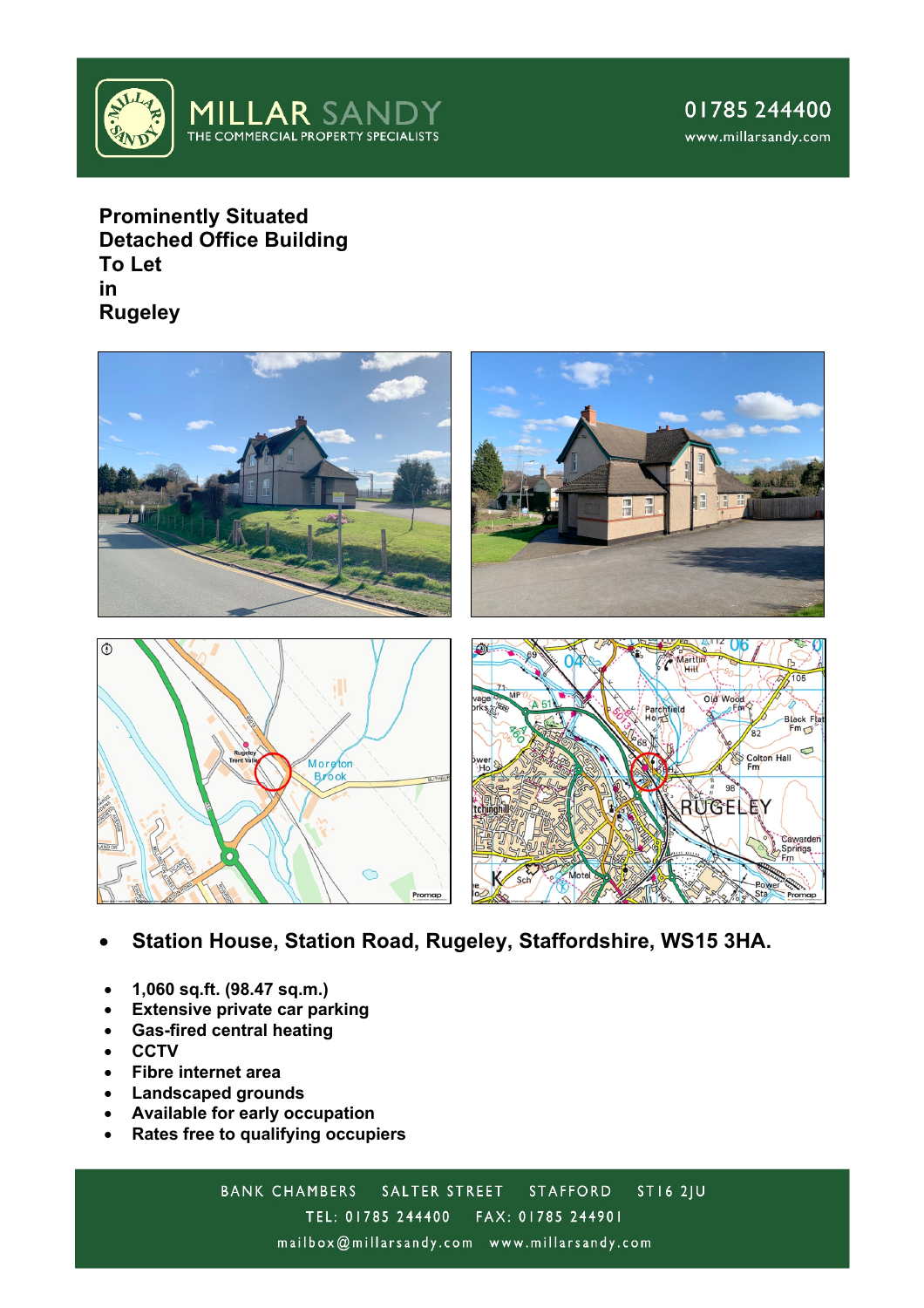MILLAR SANDY
THE COMMERCIAL PROPERTY SPECIALISTS

01785 244400
www.millarsandy.com

# Prominently Situated Detached Office Building To Let in Rugeley

- **Station House, Station Road, Rugeley, Staffordshire, WS15 3HA.**

- **1,060 sq.ft. (98.47 sq.m.)**
- **Extensive private car parking**
- **Gas-fired central heating**
- **CCTV**
- **Fibre internet area**
- **Landscaped grounds**
- **Available for early occupation**
- **Rates free to qualifying occupiers**

BANK CHAMBERS SALTER STREET STAFFORD ST16 2JU
TEL: 01785 244400 FAX: 01785 244901
mailbox@millarsandy.com www.millarsandy.com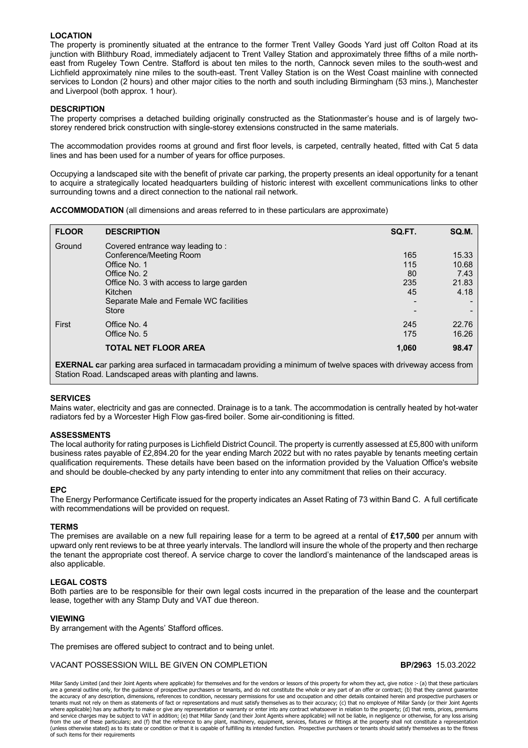### LOCATION

The property is prominently situated at the entrance to the former Trent Valley Goods Yard just off Colton Road at its junction with Blithbury Road, immediately adjacent to Trent Valley Station and approximately three fifths of a mile north-east from Rugeley Town Centre. Stafford is about ten miles to the north, Cannock seven miles to the south-west and Lichfield approximately nine miles to the south-east. Trent Valley Station is on the West Coast mainline with connected services to London (2 hours) and other major cities to the north and south including Birmingham (53 mins.), Manchester and Liverpool (both approx. 1 hour).

### DESCRIPTION

The property comprises a detached building originally constructed as the Stationmaster's house and is of largely two-storey rendered brick construction with single-storey extensions constructed in the same materials.

The accommodation provides rooms at ground and first floor levels, is carpeted, centrally heated, fitted with Cat 5 data lines and has been used for a number of years for office purposes.

Occupying a landscaped site with the benefit of private car parking, the property presents an ideal opportunity for a tenant to acquire a strategically located headquarters building of historic interest with excellent communications links to other surrounding towns and a direct connection to the national rail network.

**ACCOMMODATION** (all dimensions and areas referred to in these particulars are approximate)

| FLOOR | DESCRIPTION | SQ.FT. | SQ.M. |
|---|---|---|---|
| Ground | Covered entrance way leading to : | | |
| | Conference/Meeting Room | 165 | 15.33 |
| | Office No. 1 | 115 | 10.68 |
| | Office No. 2 | 80 | 7.43 |
| | Office No. 3 with access to large garden | 235 | 21.83 |
| | Kitchen | 45 | 4.18 |
| | Separate Male and Female WC facilities | - | - |
| | Store | - | - |
| First | Office No. 4 | 245 | 22.76 |
| | Office No. 5 | 175 | 16.26 |
| | **TOTAL NET FLOOR AREA** | **1,060** | **98.47** |

**EXERNAL c**ar parking area surfaced in tarmacadam providing a minimum of twelve spaces with driveway access from Station Road. Landscaped areas with planting and lawns.

### SERVICES

Mains water, electricity and gas are connected. Drainage is to a tank. The accommodation is centrally heated by hot-water radiators fed by a Worcester High Flow gas-fired boiler. Some air-conditioning is fitted.

### ASSESSMENTS

The local authority for rating purposes is Lichfield District Council. The property is currently assessed at £5,800 with uniform business rates payable of £2,894.20 for the year ending March 2022 but with no rates payable by tenants meeting certain qualification requirements. These details have been based on the information provided by the Valuation Office's website and should be double-checked by any party intending to enter into any commitment that relies on their accuracy.

### EPC

The Energy Performance Certificate issued for the property indicates an Asset Rating of 73 within Band C. A full certificate with recommendations will be provided on request.

### TERMS

The premises are available on a new full repairing lease for a term to be agreed at a rental of **£17,500** per annum with upward only rent reviews to be at three yearly intervals. The landlord will insure the whole of the property and then recharge the tenant the appropriate cost thereof. A service charge to cover the landlord's maintenance of the landscaped areas is also applicable.

### LEGAL COSTS

Both parties are to be responsible for their own legal costs incurred in the preparation of the lease and the counterpart lease, together with any Stamp Duty and VAT due thereon.

### VIEWING

By arrangement with the Agents' Stafford offices.

The premises are offered subject to contract and to being unlet.

VACANT POSSESSION WILL BE GIVEN ON COMPLETION **BP/2963** 15.03.2022

Millar Sandy Limited (and their Joint Agents where applicable) for themselves and for the vendors or lessors of this property for whom they act, give notice :- (a) that these particulars are a general outline only, for the guidance of prospective purchasers or tenants, and do not constitute the whole or any part of an offer or contract; (b) that they cannot guarantee the accuracy of any description, dimensions, references to condition, necessary permissions for use and occupation and other details contained herein and prospective purchasers or tenants must not rely on them as statements of fact or representations and must satisfy themselves as to their accuracy; (c) that no employee of Millar Sandy (or their Joint Agents where applicable) has any authority to make or give any representation or warranty or enter into any contract whatsoever in relation to the property; (d) that rents, prices, premiums and service charges may be subject to VAT in addition; (e) that Millar Sandy (and their Joint Agents where applicable) will not be liable, in negligence or otherwise, for any loss arising from the use of these particulars; and (f) that the reference to any plant, machinery, equipment, services, fixtures or fittings at the property shall not constitute a representation (unless otherwise stated) as to its state or condition or that it is capable of fulfilling its intended function. Prospective purchasers or tenants should satisfy themselves as to the fitness of such items for their requirements